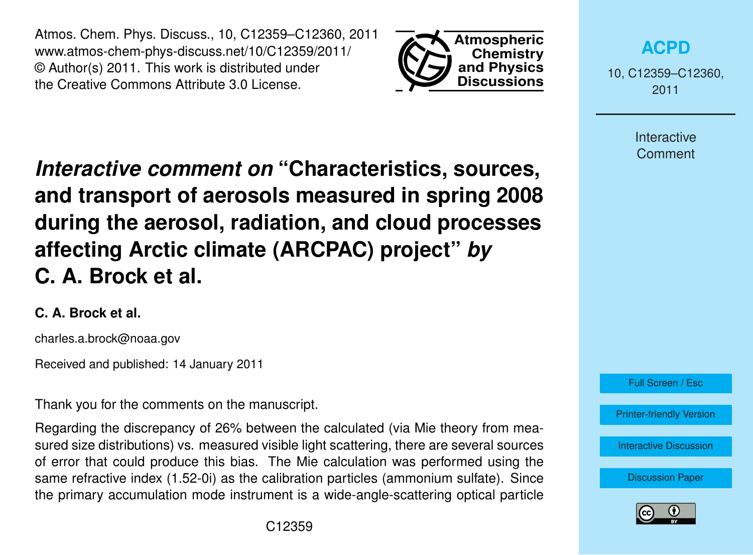# *Interactive comment on* "Characteristics, sources, and transport of aerosols measured in spring 2008 during the aerosol, radiation, and cloud processes affecting Arctic climate (ARCPAC) project" *by* C. A. Brock et al.

**C. A. Brock et al.**

charles.a.brock@noaa.gov

Received and published: 14 January 2011

Thank you for the comments on the manuscript.

Regarding the discrepancy of 26% between the calculated (via Mie theory from measured size distributions) vs. measured visible light scattering, there are several sources of error that could produce this bias. The Mie calculation was performed using the same refractive index (1.52-0i) as the calibration particles (ammonium sulfate). Since the primary accumulation mode instrument is a wide-angle-scattering optical particle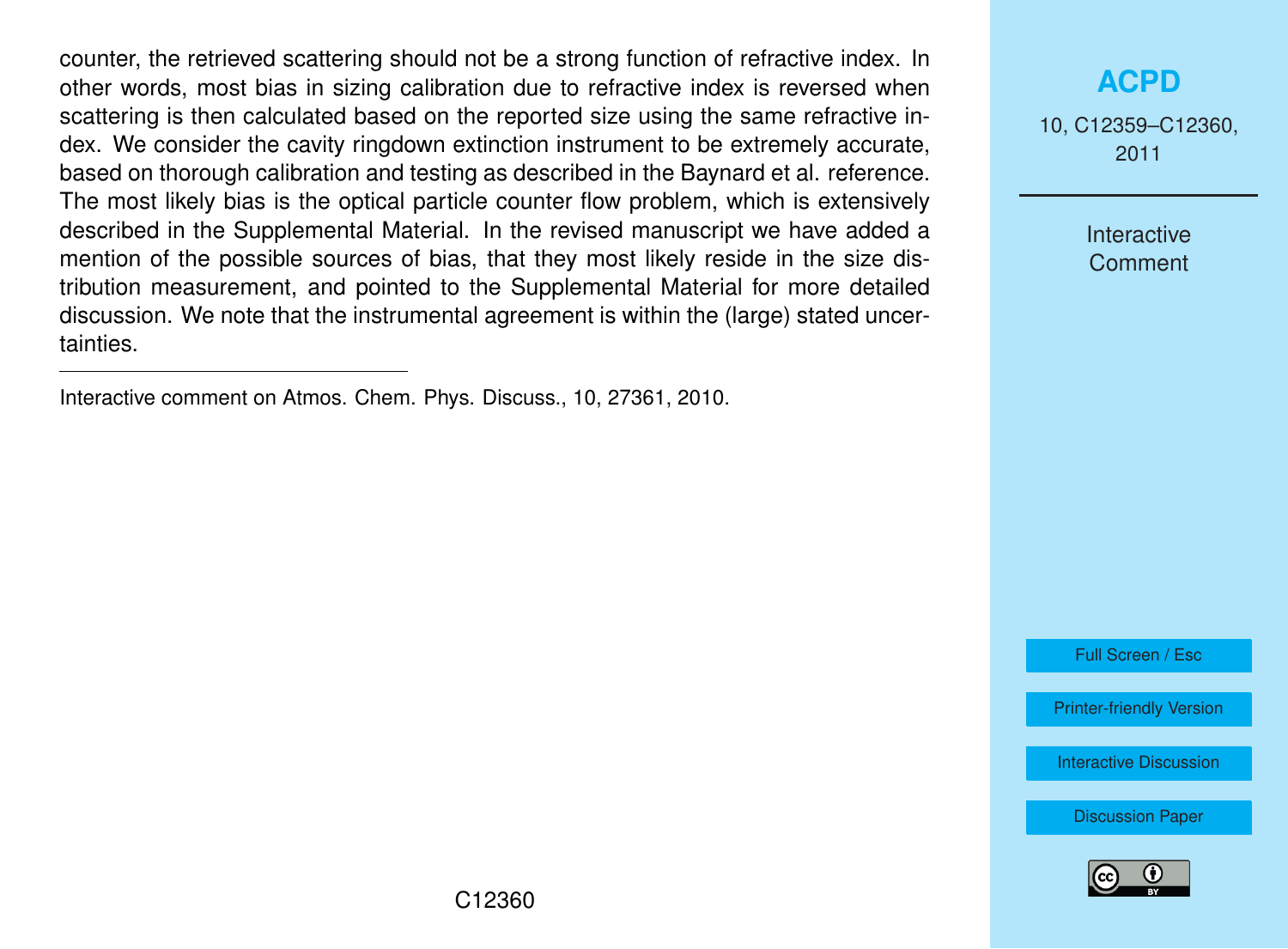counter, the retrieved scattering should not be a strong function of refractive index. In other words, most bias in sizing calibration due to refractive index is reversed when scattering is then calculated based on the reported size using the same refractive index. We consider the cavity ringdown extinction instrument to be extremely accurate, based on thorough calibration and testing as described in the Baynard et al. reference. The most likely bias is the optical particle counter flow problem, which is extensively described in the Supplemental Material. In the revised manuscript we have added a mention of the possible sources of bias, that they most likely reside in the size distribution measurement, and pointed to the Supplemental Material for more detailed discussion. We note that the instrumental agreement is within the (large) stated uncertainties.

---

Interactive comment on Atmos. Chem. Phys. Discuss., 10, 27361, 2010.